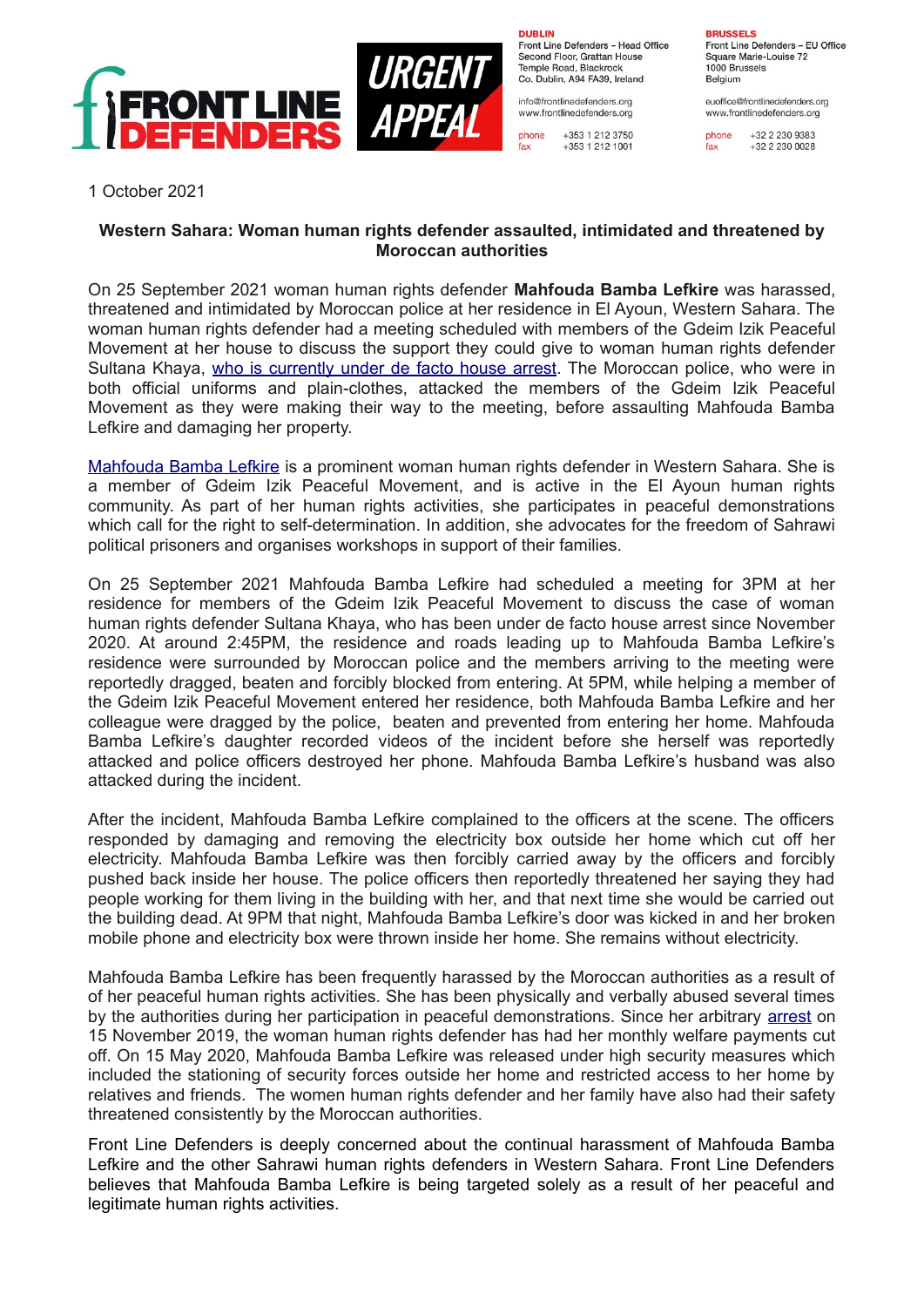FRONT LINE DEFENDERS

URGENT APPEAL

**DUBLIN**
Front Line Defenders – Head Office
Second Floor, Grattan House
Temple Road, Blackrock
Co. Dublin, A94 FA39, Ireland

info@frontlinedefenders.org
www.frontlinedefenders.org

phone +353 1 212 3750
fax +353 1 212 1001

**BRUSSELS**
Front Line Defenders – EU Office
Square Marie-Louise 72
1000 Brussels
Belgium

euoffice@frontlinedefenders.org
www.frontlinedefenders.org

phone +32 2 230 9383
fax +32 2 230 0028

1 October 2021

**Western Sahara: Woman human rights defender assaulted, intimidated and threatened by Moroccan authorities**

On 25 September 2021 woman human rights defender **Mahfouda Bamba Lefkire** was harassed, threatened and intimidated by Moroccan police at her residence in El Ayoun, Western Sahara. The woman human rights defender had a meeting scheduled with members of the Gdeim Izik Peaceful Movement at her house to discuss the support they could give to woman human rights defender Sultana Khaya, who is currently under de facto house arrest. The Moroccan police, who were in both official uniforms and plain-clothes, attacked the members of the Gdeim Izik Peaceful Movement as they were making their way to the meeting, before assaulting Mahfouda Bamba Lefkire and damaging her property.

Mahfouda Bamba Lefkire is a prominent woman human rights defender in Western Sahara. She is a member of Gdeim Izik Peaceful Movement, and is active in the El Ayoun human rights community. As part of her human rights activities, she participates in peaceful demonstrations which call for the right to self-determination. In addition, she advocates for the freedom of Sahrawi political prisoners and organises workshops in support of their families.

On 25 September 2021 Mahfouda Bamba Lefkire had scheduled a meeting for 3PM at her residence for members of the Gdeim Izik Peaceful Movement to discuss the case of woman human rights defender Sultana Khaya, who has been under de facto house arrest since November 2020. At around 2:45PM, the residence and roads leading up to Mahfouda Bamba Lefkire's residence were surrounded by Moroccan police and the members arriving to the meeting were reportedly dragged, beaten and forcibly blocked from entering. At 5PM, while helping a member of the Gdeim Izik Peaceful Movement entered her residence, both Mahfouda Bamba Lefkire and her colleague were dragged by the police, beaten and prevented from entering her home. Mahfouda Bamba Lefkire's daughter recorded videos of the incident before she herself was reportedly attacked and police officers destroyed her phone. Mahfouda Bamba Lefkire's husband was also attacked during the incident.

After the incident, Mahfouda Bamba Lefkire complained to the officers at the scene. The officers responded by damaging and removing the electricity box outside her home which cut off her electricity. Mahfouda Bamba Lefkire was then forcibly carried away by the officers and forcibly pushed back inside her house. The police officers then reportedly threatened her saying they had people working for them living in the building with her, and that next time she would be carried out the building dead. At 9PM that night, Mahfouda Bamba Lefkire's door was kicked in and her broken mobile phone and electricity box were thrown inside her home. She remains without electricity.

Mahfouda Bamba Lefkire has been frequently harassed by the Moroccan authorities as a result of of her peaceful human rights activities. She has been physically and verbally abused several times by the authorities during her participation in peaceful demonstrations. Since her arbitrary arrest on 15 November 2019, the woman human rights defender has had her monthly welfare payments cut off. On 15 May 2020, Mahfouda Bamba Lefkire was released under high security measures which included the stationing of security forces outside her home and restricted access to her home by relatives and friends. The women human rights defender and her family have also had their safety threatened consistently by the Moroccan authorities.

Front Line Defenders is deeply concerned about the continual harassment of Mahfouda Bamba Lefkire and the other Sahrawi human rights defenders in Western Sahara. Front Line Defenders believes that Mahfouda Bamba Lefkire is being targeted solely as a result of her peaceful and legitimate human rights activities.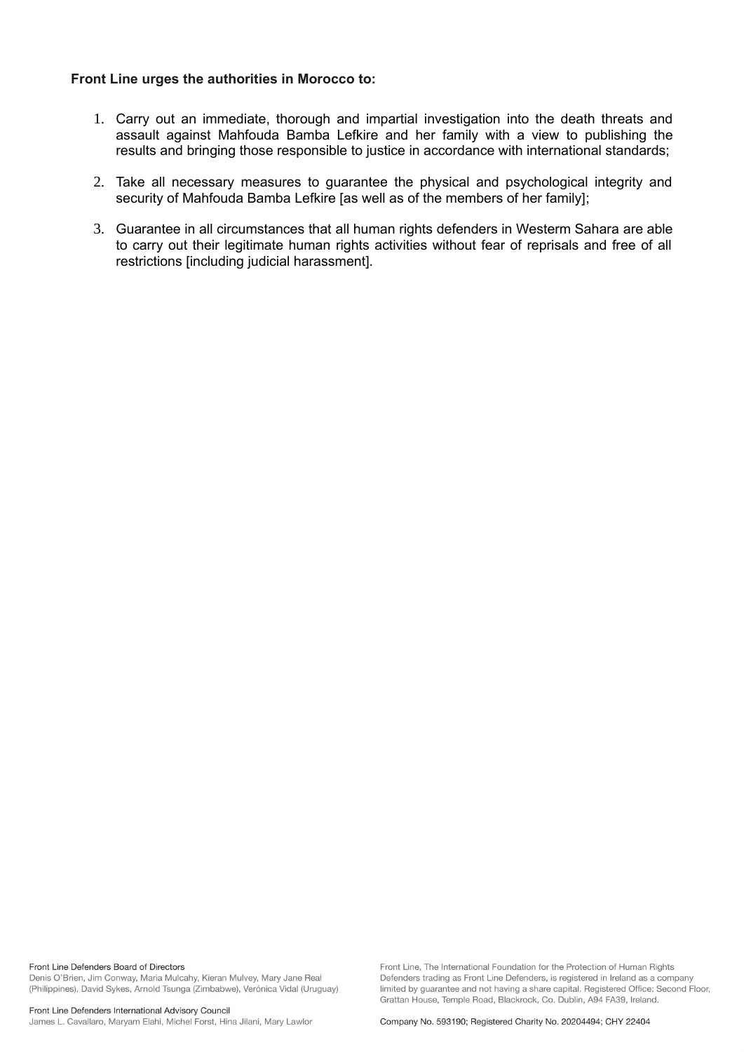**Front Line urges the authorities in Morocco to:**

1. Carry out an immediate, thorough and impartial investigation into the death threats and assault against Mahfouda Bamba Lefkire and her family with a view to publishing the results and bringing those responsible to justice in accordance with international standards;

2. Take all necessary measures to guarantee the physical and psychological integrity and security of Mahfouda Bamba Lefkire [as well as of the members of her family];

3. Guarantee in all circumstances that all human rights defenders in Westerm Sahara are able to carry out their legitimate human rights activities without fear of reprisals and free of all restrictions [including judicial harassment].